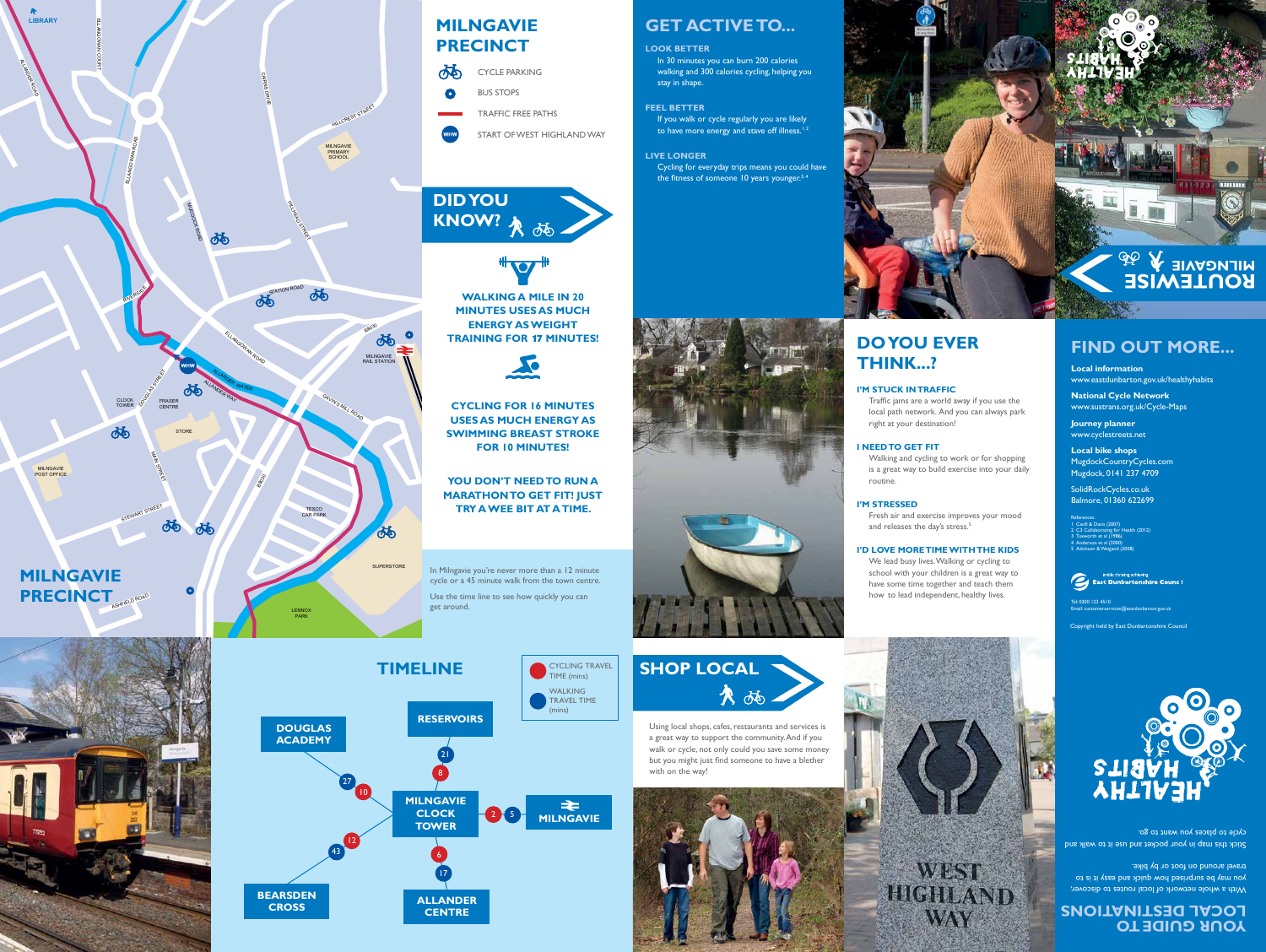# MILNGAVIE PRECINCT

- CYCLE PARKING
- BUS STOPS
- TRAFFIC FREE PATHS
- START OF WEST HIGHLAND WAY

# MILNGAVIE PRECINCT

## DID YOU KNOW?

**WALKING A MILE IN 20 MINUTES USES AS MUCH ENERGY AS WEIGHT TRAINING FOR 17 MINUTES!**

**CYCLING FOR 16 MINUTES USES AS MUCH ENERGY AS SWIMMING BREAST STROKE FOR 10 MINUTES!**

**YOU DON'T NEED TO RUN A MARATHON TO GET FIT! JUST TRY A WEE BIT AT A TIME.**

In Milngavie you're never more than a 12 minute cycle or a 45 minute walk from the town centre.

Use the time line to see how quickly you can get around.

## TIMELINE

CYCLING TRAVEL TIME (mins)

WALKING TRAVEL TIME (mins)

| From Milngavie Clock Tower to | Cycling (mins) | Walking (mins) |
|---|---|---|
| Reservoirs | 8 | 21 |
| Milngavie (rail station) | 2 | 5 |
| Allander Centre | 6 | 17 |
| Douglas Academy | 10 | 27 |
| Bearsden Cross | 12 | 43 |

## GET ACTIVE TO...

**LOOK BETTER**
In 30 minutes you can burn 200 calories walking and 300 calories cycling, helping you stay in shape.

**FEEL BETTER**
If you walk or cycle regularly you are likely to have more energy and stave off illness.[1,2]

**LIVE LONGER**
Cycling for everyday trips means you could have the fitness of someone 10 years younger.[3,4]

## DO YOU EVER THINK...?

**I'M STUCK IN TRAFFIC**
Traffic jams are a world away if you use the local path network. And you can always park right at your destination!

**I NEED TO GET FIT**
Walking and cycling to work or for shopping is a great way to build exercise into your daily routine.

**I'M STRESSED**
Fresh air and exercise improves your mood and releases the day's stress.[5]

**I'D LOVE MORE TIME WITH THE KIDS**
We lead busy lives. Walking or cycling to school with your children is a great way to have some time together and teach them how to lead independent, healthy lives.

## SHOP LOCAL

Using local shops, cafes, restaurants and services is a great way to support the community. And if you walk or cycle, not only could you save some money but you might just find someone to have a blether with on the way!

## FIND OUT MORE...

**Local information**
www.eastdunbarton.gov.uk/healthyhabits

**National Cycle Network**
www.sustrans.org.uk/Cycle-Maps

**Journey planner**
www.cyclestreets.net

**Local bike shops**
MugdockCountryCycles.com
Mugdock, 0141 237 4709

SolidRockCycles.co.uk
Balmore, 01360 622699

References:
1 Cardi & Davis (2007)
2 C3 Collaborating for Health (2012)
3 Tuxworth et al (1986)
4 Anderson et al (2000)
5 Atkinson & Wiegand (2008)

East Dunbartonshire Council

Tel: 0300 123 4510
Email: customerservices@eastdunbarton.gov.uk

Copyright held by East Dunbartonshire Council

# MILNGAVIE ROUTEWISE

HEALTHY HABITS

# YOUR GUIDE TO LOCAL DESTINATIONS

With a whole network of local routes to discover, you may be surprised how quick and easy it is to travel around on foot or by bike.

Stick this map in your pocket and use it to walk and cycle to places you want to go.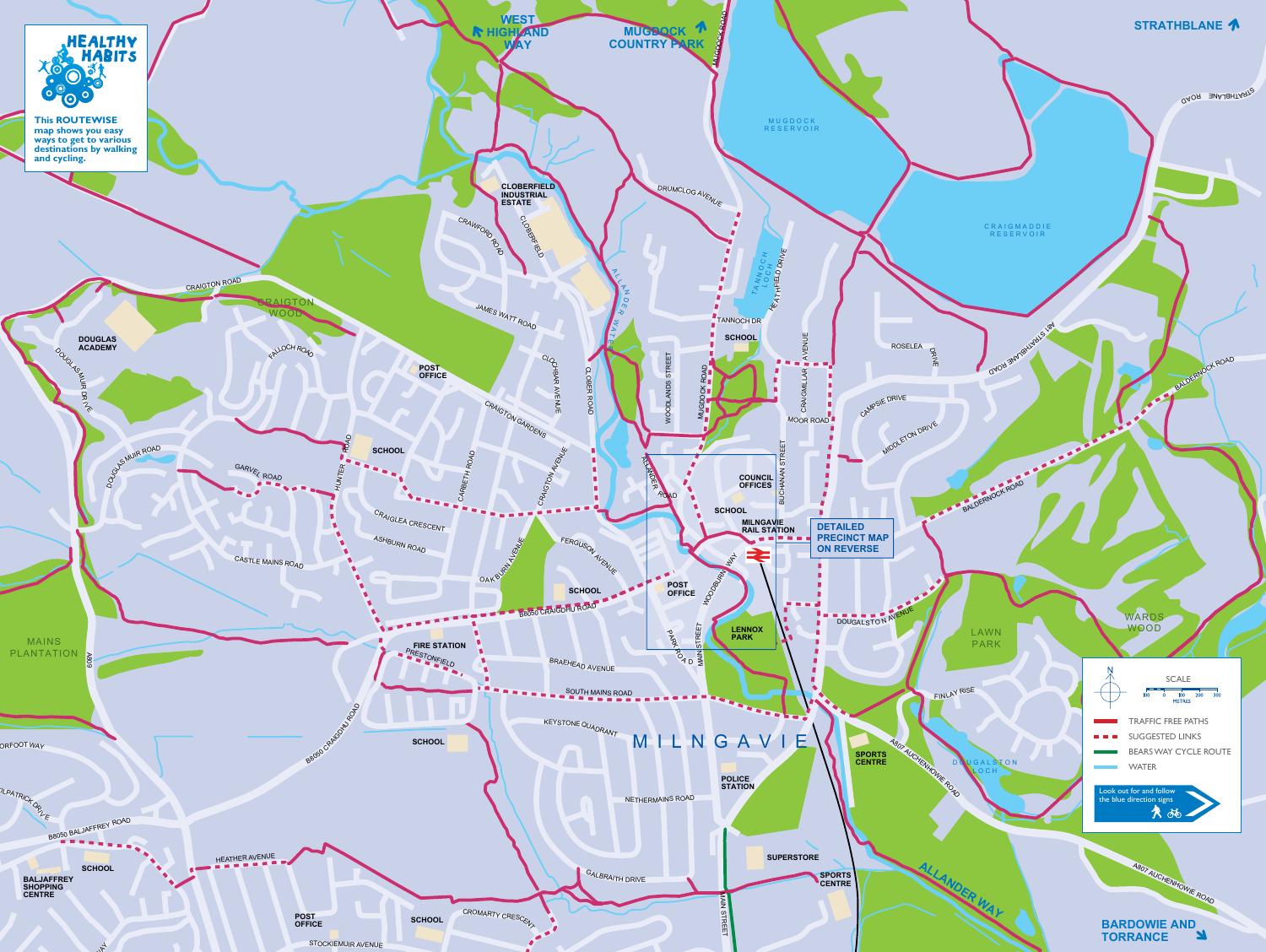# HEALTHY HABITS

This ROUTEWISE map shows you easy ways to get to various destinations by walking and cycling.

WEST HIGHLAND WAY

MUGDOCK COUNTRY PARK

STRATHBLANE

MUGDOCK RESERVOIR

CRAIGMADDIE RESERVOIR

CLOBERFIELD INDUSTRIAL ESTATE

CRAIGTON WOOD

DOUGLAS ACADEMY

POST OFFICE

SCHOOL

COUNCIL OFFICES

MILNGAVIE RAIL STATION

DETAILED PRECINCT MAP ON REVERSE

LENNOX PARK

FIRE STATION

LAWN PARK

WARDS WOOD

MAINS PLANTATION

MILNGAVIE

SPORTS CENTRE

POLICE STATION

SUPERSTORE

BALJAFFREY SHOPPING CENTRE

ALLANDER WAY

BARDOWIE AND TORRANCE

SCALE

METRES

TRAFFIC FREE PATHS

SUGGESTED LINKS

BEARS WAY CYCLE ROUTE

WATER

Look out for and follow the blue direction signs